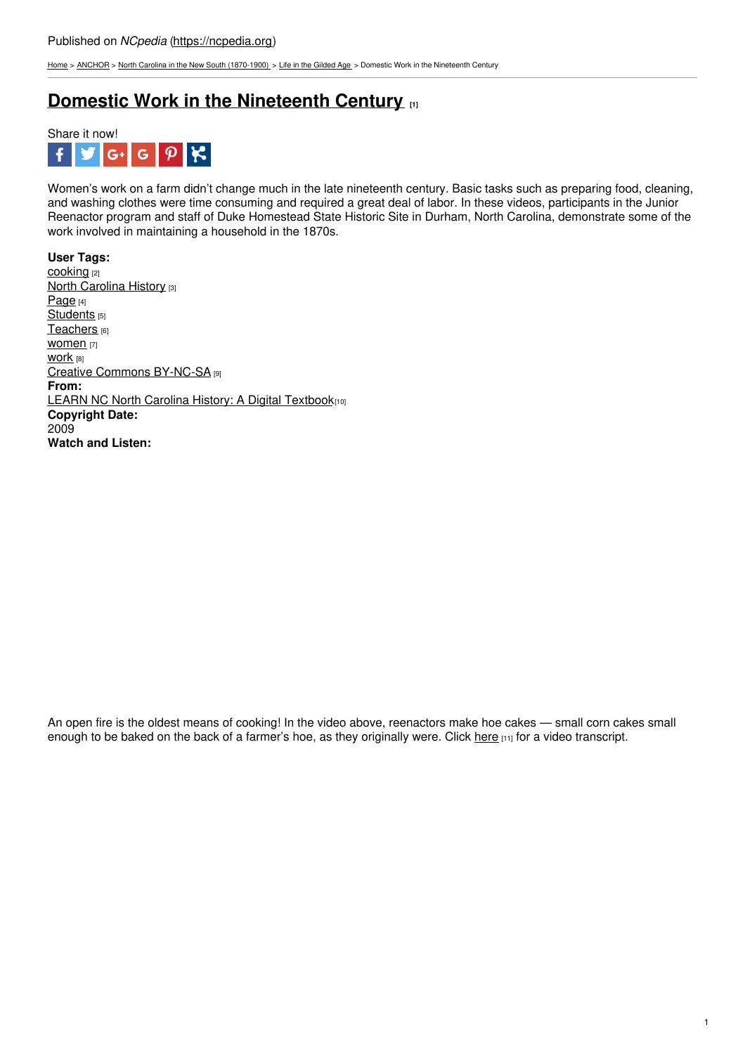Published on *NCpedia* (https://ncpedia.org)

Home > ANCHOR > North Carolina in the New South (1870-1900) > Life in the Gilded Age > Domestic Work in the Nineteenth Century

# Domestic Work in the Nineteenth Century [1]

Share it now!

Women's work on a farm didn't change much in the late nineteenth century. Basic tasks such as preparing food, cleaning, and washing clothes were time consuming and required a great deal of labor. In these videos, participants in the Junior Reenactor program and staff of Duke Homestead State Historic Site in Durham, North Carolina, demonstrate some of the work involved in maintaining a household in the 1870s.

**User Tags:**
cooking [2]
North Carolina History [3]
Page [4]
Students [5]
Teachers [6]
women [7]
work [8]
Creative Commons BY-NC-SA [9]
**From:**
LEARN NC North Carolina History: A Digital Textbook[10]
**Copyright Date:**
2009
**Watch and Listen:**

An open fire is the oldest means of cooking! In the video above, reenactors make hoe cakes — small corn cakes small enough to be baked on the back of a farmer's hoe, as they originally were. Click here [11] for a video transcript.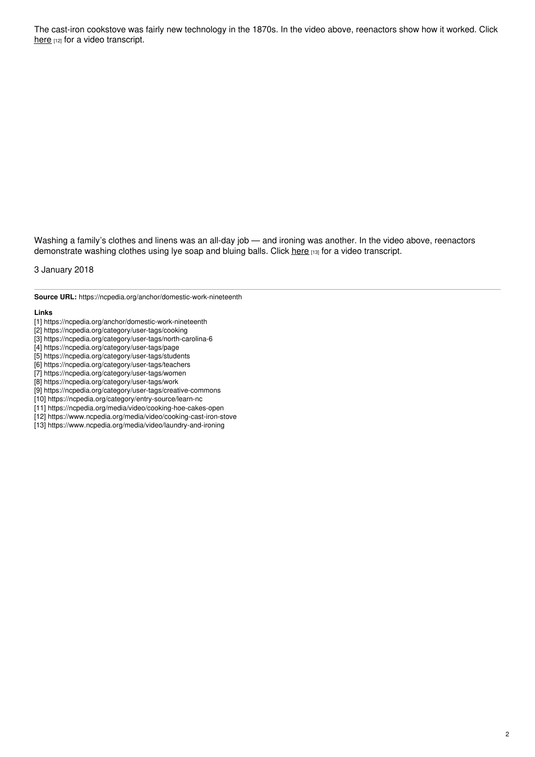The cast-iron cookstove was fairly new technology in the 1870s. In the video above, reenactors show how it worked. Click here [12] for a video transcript.

Washing a family's clothes and linens was an all-day job — and ironing was another. In the video above, reenactors demonstrate washing clothes using lye soap and bluing balls. Click here [13] for a video transcript.

3 January 2018

---

**Source URL:** https://ncpedia.org/anchor/domestic-work-nineteenth

**Links**

[1] https://ncpedia.org/anchor/domestic-work-nineteenth
[2] https://ncpedia.org/category/user-tags/cooking
[3] https://ncpedia.org/category/user-tags/north-carolina-6
[4] https://ncpedia.org/category/user-tags/page
[5] https://ncpedia.org/category/user-tags/students
[6] https://ncpedia.org/category/user-tags/teachers
[7] https://ncpedia.org/category/user-tags/women
[8] https://ncpedia.org/category/user-tags/work
[9] https://ncpedia.org/category/user-tags/creative-commons
[10] https://ncpedia.org/category/entry-source/learn-nc
[11] https://ncpedia.org/media/video/cooking-hoe-cakes-open
[12] https://www.ncpedia.org/media/video/cooking-cast-iron-stove
[13] https://www.ncpedia.org/media/video/laundry-and-ironing